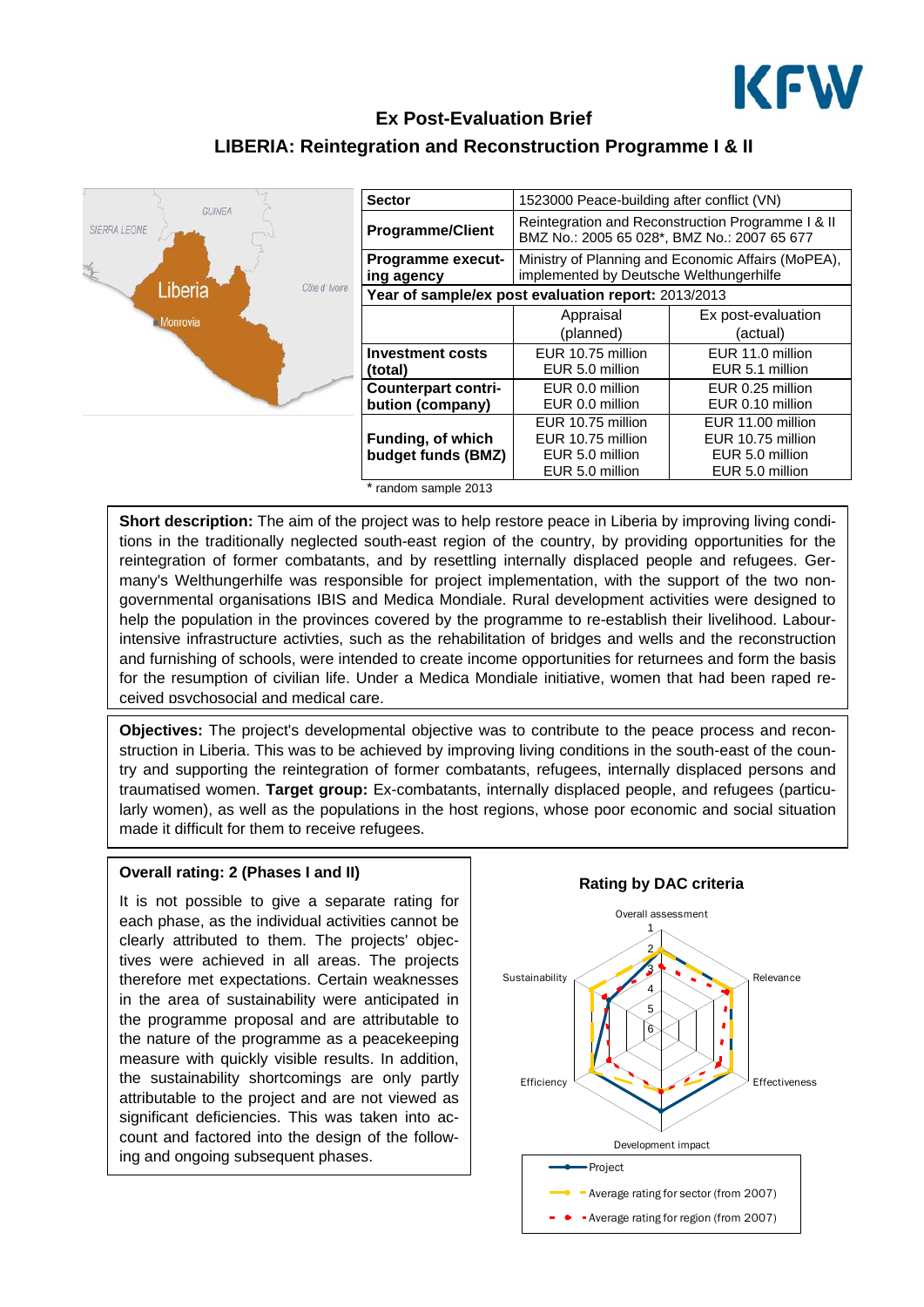# Ex Post-Evaluation Brief

## LIBERIA: Reintegration and Reconstruction Programme I & II

| Sector | 1523000 Peace-building after conflict (VN) | |
|---|---|---|
| Programme/Client | Reintegration and Reconstruction Programme I & II BMZ No.: 2005 65 028*, BMZ No.: 2007 65 677 | |
| Programme executing agency | Ministry of Planning and Economic Affairs (MoPEA), implemented by Deutsche Welthungerhilfe | |
| Year of sample/ex post evaluation report: 2013/2013 | | |
| | Appraisal (planned) | Ex post-evaluation (actual) |
| Investment costs (total) | EUR 10.75 million<br>EUR 5.0 million | EUR 11.0 million<br>EUR 5.1 million |
| Counterpart contribution (company) | EUR 0.0 million<br>EUR 0.0 million | EUR 0.25 million<br>EUR 0.10 million |
| Funding, of which budget funds (BMZ) | EUR 10.75 million<br>EUR 10.75 million<br>EUR 5.0 million<br>EUR 5.0 million | EUR 11.00 million<br>EUR 10.75 million<br>EUR 5.0 million<br>EUR 5.0 million |

\* random sample 2013

**Short description:** The aim of the project was to help restore peace in Liberia by improving living conditions in the traditionally neglected south-east region of the country, by providing opportunities for the reintegration of former combatants, and by resettling internally displaced people and refugees. Germany's Welthungerhilfe was responsible for project implementation, with the support of the two non-governmental organisations IBIS and Medica Mondiale. Rural development activities were designed to help the population in the provinces covered by the programme to re-establish their livelihood. Labour-intensive infrastructure activties, such as the rehabilitation of bridges and wells and the reconstruction and furnishing of schools, were intended to create income opportunities for returnees and form the basis for the resumption of civilian life. Under a Medica Mondiale initiative, women that had been raped received psychosocial and medical care.

**Objectives:** The project's developmental objective was to contribute to the peace process and reconstruction in Liberia. This was to be achieved by improving living conditions in the south-east of the country and supporting the reintegration of former combatants, refugees, internally displaced persons and traumatised women. **Target group:** Ex-combatants, internally displaced people, and refugees (particularly women), as well as the populations in the host regions, whose poor economic and social situation made it difficult for them to receive refugees.

**Overall rating: 2 (Phases I and II)**

It is not possible to give a separate rating for each phase, as the individual activities cannot be clearly attributed to them. The projects' objectives were achieved in all areas. The projects therefore met expectations. Certain weaknesses in the area of sustainability were anticipated in the programme proposal and are attributable to the nature of the programme as a peacekeeping measure with quickly visible results. In addition, the sustainability shortcomings are only partly attributable to the project and are not viewed as significant deficiencies. This was taken into account and factored into the design of the following and ongoing subsequent phases.

**Rating by DAC criteria**

Overall assessment, Relevance, Effectiveness, Development impact, Efficiency, Sustainability

- Project
- Average rating for sector (from 2007)
- Average rating for region (from 2007)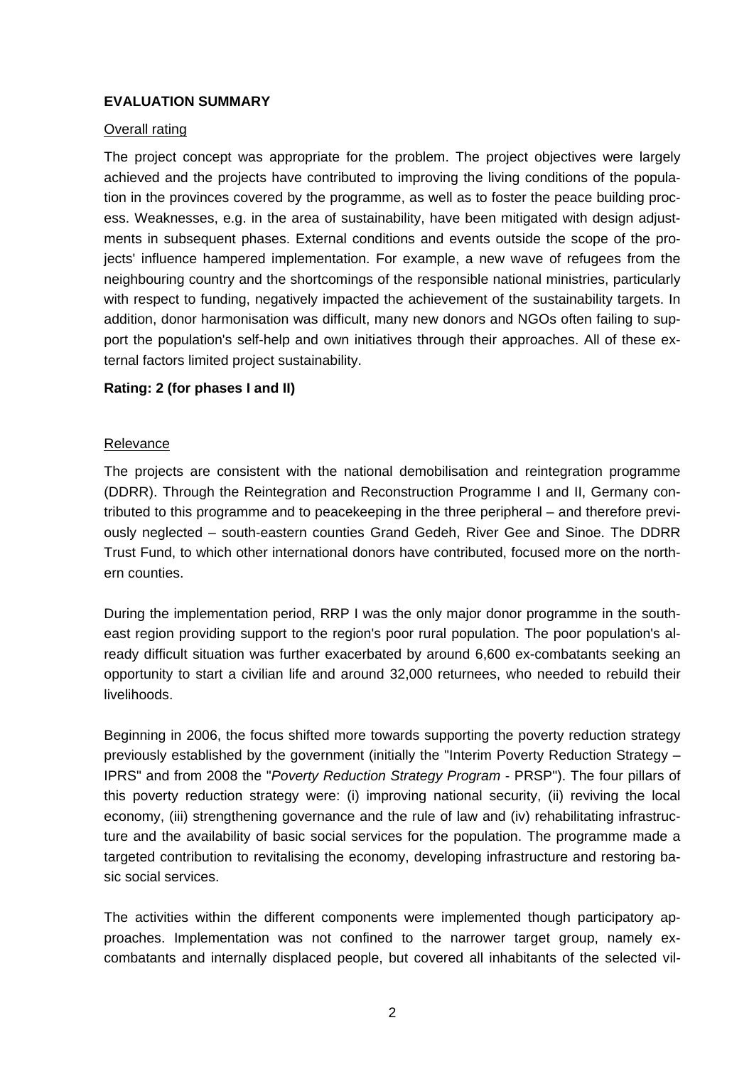**EVALUATION SUMMARY**

Overall rating

The project concept was appropriate for the problem. The project objectives were largely achieved and the projects have contributed to improving the living conditions of the population in the provinces covered by the programme, as well as to foster the peace building process. Weaknesses, e.g. in the area of sustainability, have been mitigated with design adjustments in subsequent phases. External conditions and events outside the scope of the projects' influence hampered implementation. For example, a new wave of refugees from the neighbouring country and the shortcomings of the responsible national ministries, particularly with respect to funding, negatively impacted the achievement of the sustainability targets. In addition, donor harmonisation was difficult, many new donors and NGOs often failing to support the population's self-help and own initiatives through their approaches. All of these external factors limited project sustainability.

**Rating: 2 (for phases I and II)**

Relevance

The projects are consistent with the national demobilisation and reintegration programme (DDRR). Through the Reintegration and Reconstruction Programme I and II, Germany contributed to this programme and to peacekeeping in the three peripheral – and therefore previously neglected – south-eastern counties Grand Gedeh, River Gee and Sinoe. The DDRR Trust Fund, to which other international donors have contributed, focused more on the northern counties.

During the implementation period, RRP I was the only major donor programme in the south-east region providing support to the region's poor rural population. The poor population's already difficult situation was further exacerbated by around 6,600 ex-combatants seeking an opportunity to start a civilian life and around 32,000 returnees, who needed to rebuild their livelihoods.

Beginning in 2006, the focus shifted more towards supporting the poverty reduction strategy previously established by the government (initially the "Interim Poverty Reduction Strategy – IPRS" and from 2008 the "*Poverty Reduction Strategy Program* - PRSP"). The four pillars of this poverty reduction strategy were: (i) improving national security, (ii) reviving the local economy, (iii) strengthening governance and the rule of law and (iv) rehabilitating infrastructure and the availability of basic social services for the population. The programme made a targeted contribution to revitalising the economy, developing infrastructure and restoring basic social services.

The activities within the different components were implemented though participatory approaches. Implementation was not confined to the narrower target group, namely ex-combatants and internally displaced people, but covered all inhabitants of the selected vil-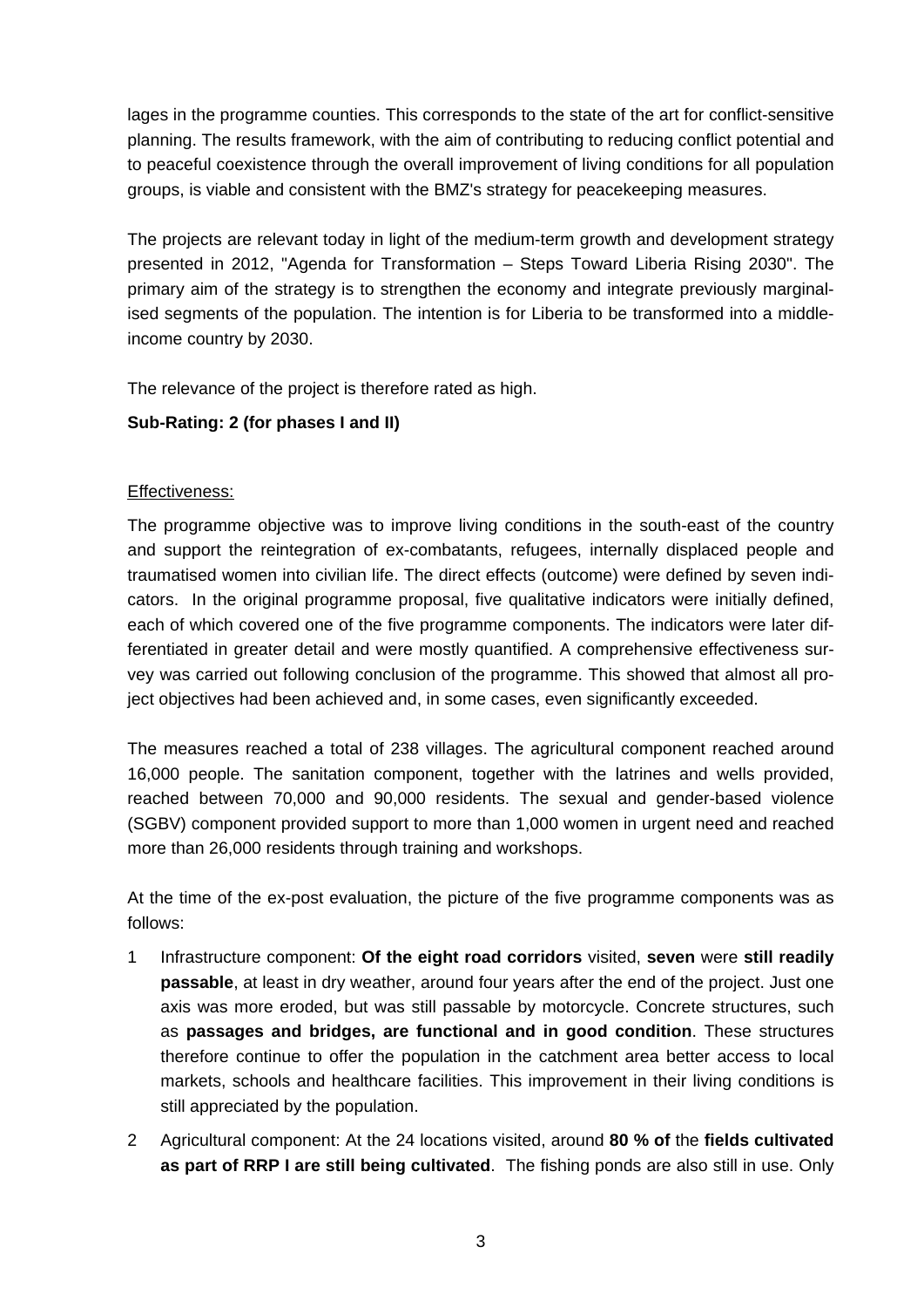lages in the programme counties. This corresponds to the state of the art for conflict-sensitive planning. The results framework, with the aim of contributing to reducing conflict potential and to peaceful coexistence through the overall improvement of living conditions for all population groups, is viable and consistent with the BMZ's strategy for peacekeeping measures.

The projects are relevant today in light of the medium-term growth and development strategy presented in 2012, "Agenda for Transformation – Steps Toward Liberia Rising 2030". The primary aim of the strategy is to strengthen the economy and integrate previously marginalised segments of the population. The intention is for Liberia to be transformed into a middle-income country by 2030.

The relevance of the project is therefore rated as high.

**Sub-Rating: 2 (for phases I and II)**

Effectiveness:

The programme objective was to improve living conditions in the south-east of the country and support the reintegration of ex-combatants, refugees, internally displaced people and traumatised women into civilian life. The direct effects (outcome) were defined by seven indicators. In the original programme proposal, five qualitative indicators were initially defined, each of which covered one of the five programme components. The indicators were later differentiated in greater detail and were mostly quantified. A comprehensive effectiveness survey was carried out following conclusion of the programme. This showed that almost all project objectives had been achieved and, in some cases, even significantly exceeded.

The measures reached a total of 238 villages. The agricultural component reached around 16,000 people. The sanitation component, together with the latrines and wells provided, reached between 70,000 and 90,000 residents. The sexual and gender-based violence (SGBV) component provided support to more than 1,000 women in urgent need and reached more than 26,000 residents through training and workshops.

At the time of the ex-post evaluation, the picture of the five programme components was as follows:

1. Infrastructure component: **Of the eight road corridors** visited, **seven** were **still readily passable**, at least in dry weather, around four years after the end of the project. Just one axis was more eroded, but was still passable by motorcycle. Concrete structures, such as **passages and bridges, are functional and in good condition**. These structures therefore continue to offer the population in the catchment area better access to local markets, schools and healthcare facilities. This improvement in their living conditions is still appreciated by the population.
2. Agricultural component: At the 24 locations visited, around **80 % of** the **fields cultivated as part of RRP I are still being cultivated**. The fishing ponds are also still in use. Only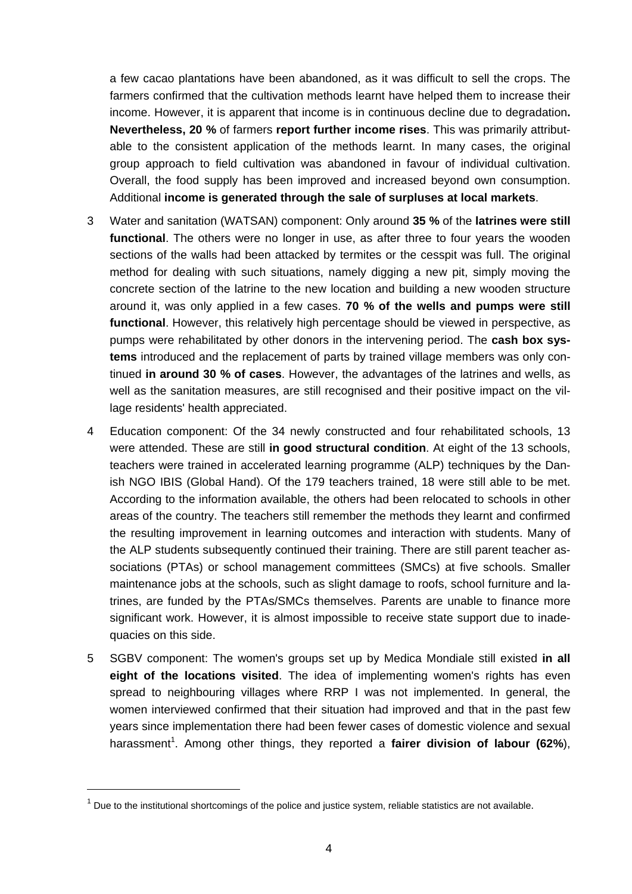a few cacao plantations have been abandoned, as it was difficult to sell the crops. The farmers confirmed that the cultivation methods learnt have helped them to increase their income. However, it is apparent that income is in continuous decline due to degradation**. Nevertheless, 20 %** of farmers **report further income rises**. This was primarily attributable to the consistent application of the methods learnt. In many cases, the original group approach to field cultivation was abandoned in favour of individual cultivation. Overall, the food supply has been improved and increased beyond own consumption. Additional **income is generated through the sale of surpluses at local markets**.

3 Water and sanitation (WATSAN) component: Only around **35 %** of the **latrines were still functional**. The others were no longer in use, as after three to four years the wooden sections of the walls had been attacked by termites or the cesspit was full. The original method for dealing with such situations, namely digging a new pit, simply moving the concrete section of the latrine to the new location and building a new wooden structure around it, was only applied in a few cases. **70 % of the wells and pumps were still functional**. However, this relatively high percentage should be viewed in perspective, as pumps were rehabilitated by other donors in the intervening period. The **cash box systems** introduced and the replacement of parts by trained village members was only continued **in around 30 % of cases**. However, the advantages of the latrines and wells, as well as the sanitation measures, are still recognised and their positive impact on the village residents' health appreciated.

4 Education component: Of the 34 newly constructed and four rehabilitated schools, 13 were attended. These are still **in good structural condition**. At eight of the 13 schools, teachers were trained in accelerated learning programme (ALP) techniques by the Danish NGO IBIS (Global Hand). Of the 179 teachers trained, 18 were still able to be met. According to the information available, the others had been relocated to schools in other areas of the country. The teachers still remember the methods they learnt and confirmed the resulting improvement in learning outcomes and interaction with students. Many of the ALP students subsequently continued their training. There are still parent teacher associations (PTAs) or school management committees (SMCs) at five schools. Smaller maintenance jobs at the schools, such as slight damage to roofs, school furniture and latrines, are funded by the PTAs/SMCs themselves. Parents are unable to finance more significant work. However, it is almost impossible to receive state support due to inadequacies on this side.

5 SGBV component: The women's groups set up by Medica Mondiale still existed **in all eight of the locations visited**. The idea of implementing women's rights has even spread to neighbouring villages where RRP I was not implemented. In general, the women interviewed confirmed that their situation had improved and that in the past few years since implementation there had been fewer cases of domestic violence and sexual harassment[1]. Among other things, they reported a **fairer division of labour (62%**),

[1] Due to the institutional shortcomings of the police and justice system, reliable statistics are not available.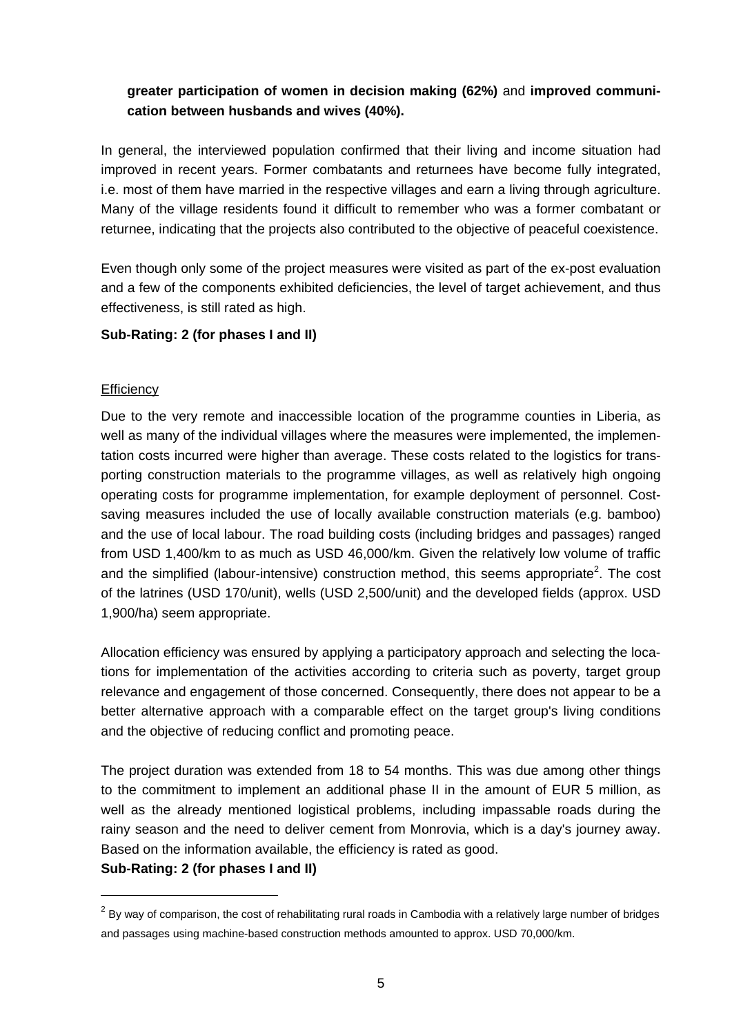**greater participation of women in decision making (62%)** and **improved communication between husbands and wives (40%).**

In general, the interviewed population confirmed that their living and income situation had improved in recent years. Former combatants and returnees have become fully integrated, i.e. most of them have married in the respective villages and earn a living through agriculture. Many of the village residents found it difficult to remember who was a former combatant or returnee, indicating that the projects also contributed to the objective of peaceful coexistence.

Even though only some of the project measures were visited as part of the ex-post evaluation and a few of the components exhibited deficiencies, the level of target achievement, and thus effectiveness, is still rated as high.

**Sub-Rating: 2 (for phases I and II)**

Efficiency

Due to the very remote and inaccessible location of the programme counties in Liberia, as well as many of the individual villages where the measures were implemented, the implementation costs incurred were higher than average. These costs related to the logistics for transporting construction materials to the programme villages, as well as relatively high ongoing operating costs for programme implementation, for example deployment of personnel. Cost-saving measures included the use of locally available construction materials (e.g. bamboo) and the use of local labour. The road building costs (including bridges and passages) ranged from USD 1,400/km to as much as USD 46,000/km. Given the relatively low volume of traffic and the simplified (labour-intensive) construction method, this seems appropriate[2]. The cost of the latrines (USD 170/unit), wells (USD 2,500/unit) and the developed fields (approx. USD 1,900/ha) seem appropriate.

Allocation efficiency was ensured by applying a participatory approach and selecting the locations for implementation of the activities according to criteria such as poverty, target group relevance and engagement of those concerned. Consequently, there does not appear to be a better alternative approach with a comparable effect on the target group's living conditions and the objective of reducing conflict and promoting peace.

The project duration was extended from 18 to 54 months. This was due among other things to the commitment to implement an additional phase II in the amount of EUR 5 million, as well as the already mentioned logistical problems, including impassable roads during the rainy season and the need to deliver cement from Monrovia, which is a day's journey away. Based on the information available, the efficiency is rated as good.

**Sub-Rating: 2 (for phases I and II)**

[2] By way of comparison, the cost of rehabilitating rural roads in Cambodia with a relatively large number of bridges and passages using machine-based construction methods amounted to approx. USD 70,000/km.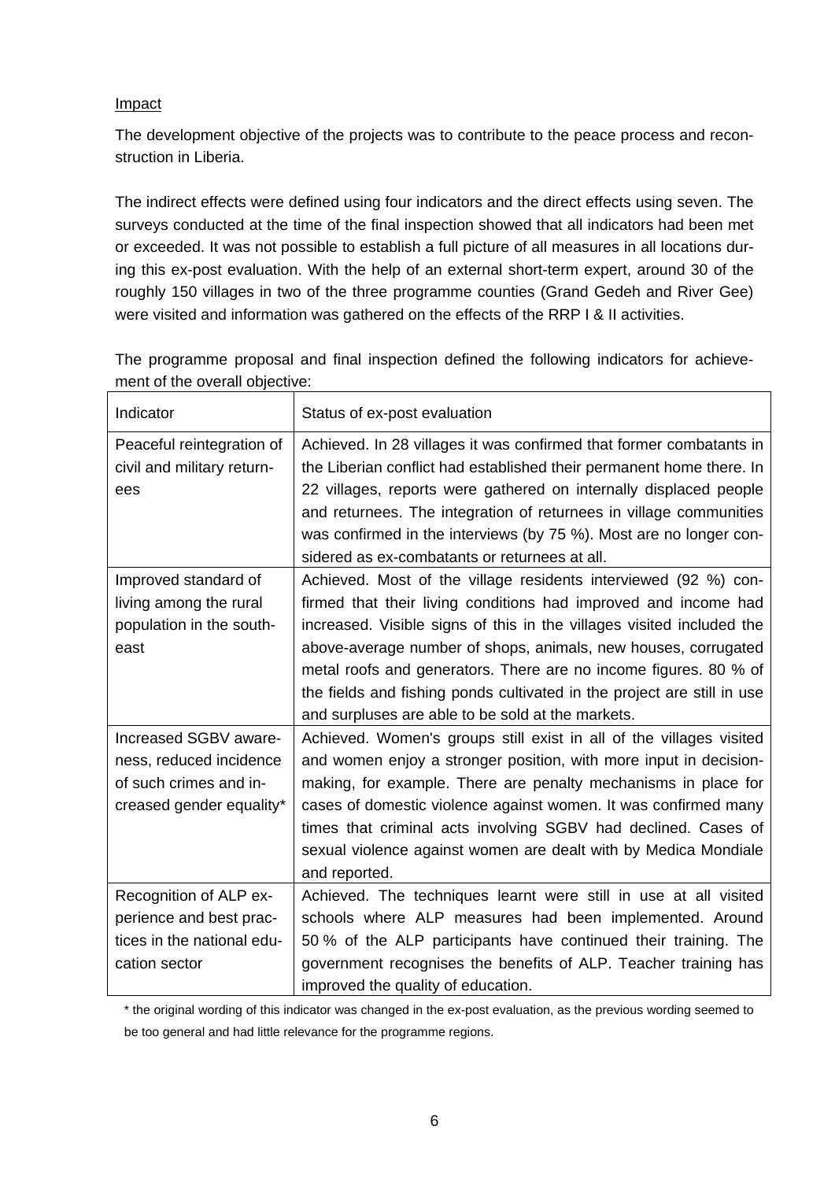Impact

The development objective of the projects was to contribute to the peace process and reconstruction in Liberia.

The indirect effects were defined using four indicators and the direct effects using seven. The surveys conducted at the time of the final inspection showed that all indicators had been met or exceeded. It was not possible to establish a full picture of all measures in all locations during this ex-post evaluation. With the help of an external short-term expert, around 30 of the roughly 150 villages in two of the three programme counties (Grand Gedeh and River Gee) were visited and information was gathered on the effects of the RRP I & II activities.

The programme proposal and final inspection defined the following indicators for achievement of the overall objective:

| Indicator | Status of ex-post evaluation |
|---|---|
| Peaceful reintegration of civil and military returnees | Achieved. In 28 villages it was confirmed that former combatants in the Liberian conflict had established their permanent home there. In 22 villages, reports were gathered on internally displaced people and returnees. The integration of returnees in village communities was confirmed in the interviews (by 75 %). Most are no longer considered as ex-combatants or returnees at all. |
| Improved standard of living among the rural population in the southeast | Achieved. Most of the village residents interviewed (92 %) confirmed that their living conditions had improved and income had increased. Visible signs of this in the villages visited included the above-average number of shops, animals, new houses, corrugated metal roofs and generators. There are no income figures. 80 % of the fields and fishing ponds cultivated in the project are still in use and surpluses are able to be sold at the markets. |
| Increased SGBV awareness, reduced incidence of such crimes and increased gender equality* | Achieved. Women's groups still exist in all of the villages visited and women enjoy a stronger position, with more input in decision-making, for example. There are penalty mechanisms in place for cases of domestic violence against women. It was confirmed many times that criminal acts involving SGBV had declined. Cases of sexual violence against women are dealt with by Medica Mondiale and reported. |
| Recognition of ALP experience and best practices in the national education sector | Achieved. The techniques learnt were still in use at all visited schools where ALP measures had been implemented. Around 50 % of the ALP participants have continued their training. The government recognises the benefits of ALP. Teacher training has improved the quality of education. |

* the original wording of this indicator was changed in the ex-post evaluation, as the previous wording seemed to be too general and had little relevance for the programme regions.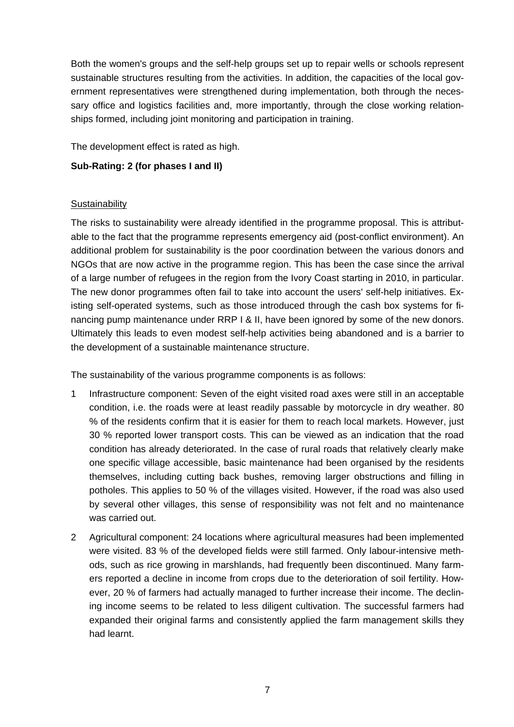Both the women's groups and the self-help groups set up to repair wells or schools represent sustainable structures resulting from the activities. In addition, the capacities of the local government representatives were strengthened during implementation, both through the necessary office and logistics facilities and, more importantly, through the close working relationships formed, including joint monitoring and participation in training.

The development effect is rated as high.

**Sub-Rating: 2 (for phases I and II)**

Sustainability

The risks to sustainability were already identified in the programme proposal. This is attributable to the fact that the programme represents emergency aid (post-conflict environment). An additional problem for sustainability is the poor coordination between the various donors and NGOs that are now active in the programme region. This has been the case since the arrival of a large number of refugees in the region from the Ivory Coast starting in 2010, in particular. The new donor programmes often fail to take into account the users' self-help initiatives. Existing self-operated systems, such as those introduced through the cash box systems for financing pump maintenance under RRP I & II, have been ignored by some of the new donors. Ultimately this leads to even modest self-help activities being abandoned and is a barrier to the development of a sustainable maintenance structure.

The sustainability of the various programme components is as follows:

1 Infrastructure component: Seven of the eight visited road axes were still in an acceptable condition, i.e. the roads were at least readily passable by motorcycle in dry weather. 80 % of the residents confirm that it is easier for them to reach local markets. However, just 30 % reported lower transport costs. This can be viewed as an indication that the road condition has already deteriorated. In the case of rural roads that relatively clearly make one specific village accessible, basic maintenance had been organised by the residents themselves, including cutting back bushes, removing larger obstructions and filling in potholes. This applies to 50 % of the villages visited. However, if the road was also used by several other villages, this sense of responsibility was not felt and no maintenance was carried out.

2 Agricultural component: 24 locations where agricultural measures had been implemented were visited. 83 % of the developed fields were still farmed. Only labour-intensive methods, such as rice growing in marshlands, had frequently been discontinued. Many farmers reported a decline in income from crops due to the deterioration of soil fertility. However, 20 % of farmers had actually managed to further increase their income. The declining income seems to be related to less diligent cultivation. The successful farmers had expanded their original farms and consistently applied the farm management skills they had learnt.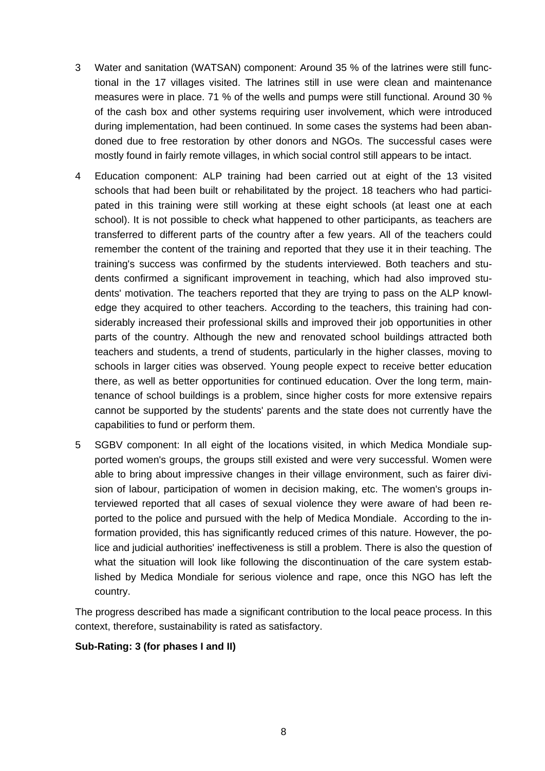3 Water and sanitation (WATSAN) component: Around 35 % of the latrines were still functional in the 17 villages visited. The latrines still in use were clean and maintenance measures were in place. 71 % of the wells and pumps were still functional. Around 30 % of the cash box and other systems requiring user involvement, which were introduced during implementation, had been continued. In some cases the systems had been abandoned due to free restoration by other donors and NGOs. The successful cases were mostly found in fairly remote villages, in which social control still appears to be intact.

4 Education component: ALP training had been carried out at eight of the 13 visited schools that had been built or rehabilitated by the project. 18 teachers who had participated in this training were still working at these eight schools (at least one at each school). It is not possible to check what happened to other participants, as teachers are transferred to different parts of the country after a few years. All of the teachers could remember the content of the training and reported that they use it in their teaching. The training's success was confirmed by the students interviewed. Both teachers and students confirmed a significant improvement in teaching, which had also improved students' motivation. The teachers reported that they are trying to pass on the ALP knowledge they acquired to other teachers. According to the teachers, this training had considerably increased their professional skills and improved their job opportunities in other parts of the country. Although the new and renovated school buildings attracted both teachers and students, a trend of students, particularly in the higher classes, moving to schools in larger cities was observed. Young people expect to receive better education there, as well as better opportunities for continued education. Over the long term, maintenance of school buildings is a problem, since higher costs for more extensive repairs cannot be supported by the students' parents and the state does not currently have the capabilities to fund or perform them.

5 SGBV component: In all eight of the locations visited, in which Medica Mondiale supported women's groups, the groups still existed and were very successful. Women were able to bring about impressive changes in their village environment, such as fairer division of labour, participation of women in decision making, etc. The women's groups interviewed reported that all cases of sexual violence they were aware of had been reported to the police and pursued with the help of Medica Mondiale. According to the information provided, this has significantly reduced crimes of this nature. However, the police and judicial authorities' ineffectiveness is still a problem. There is also the question of what the situation will look like following the discontinuation of the care system established by Medica Mondiale for serious violence and rape, once this NGO has left the country.

The progress described has made a significant contribution to the local peace process. In this context, therefore, sustainability is rated as satisfactory.

**Sub-Rating: 3 (for phases I and II)**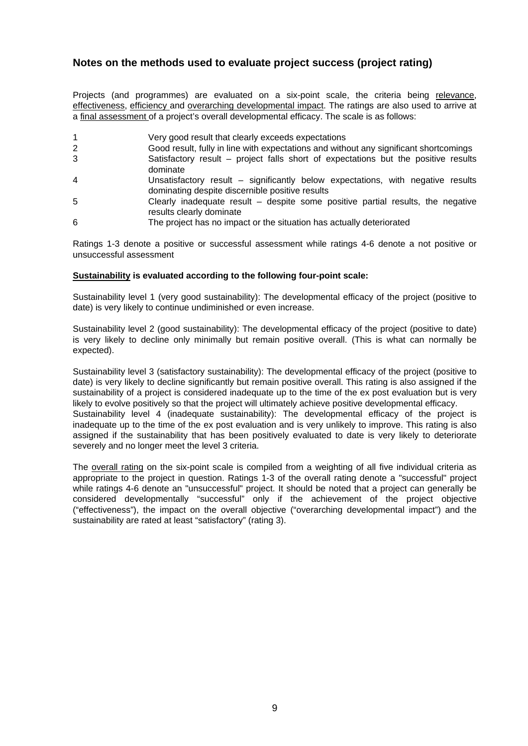## Notes on the methods used to evaluate project success (project rating)

Projects (and programmes) are evaluated on a six-point scale, the criteria being relevance, effectiveness, efficiency and overarching developmental impact. The ratings are also used to arrive at a final assessment of a project's overall developmental efficacy. The scale is as follows:

| | |
|---|---|
| 1 | Very good result that clearly exceeds expectations |
| 2 | Good result, fully in line with expectations and without any significant shortcomings |
| 3 | Satisfactory result – project falls short of expectations but the positive results dominate |
| 4 | Unsatisfactory result – significantly below expectations, with negative results dominating despite discernible positive results |
| 5 | Clearly inadequate result – despite some positive partial results, the negative results clearly dominate |
| 6 | The project has no impact or the situation has actually deteriorated |

Ratings 1-3 denote a positive or successful assessment while ratings 4-6 denote a not positive or unsuccessful assessment

**Sustainability is evaluated according to the following four-point scale:**

Sustainability level 1 (very good sustainability): The developmental efficacy of the project (positive to date) is very likely to continue undiminished or even increase.

Sustainability level 2 (good sustainability): The developmental efficacy of the project (positive to date) is very likely to decline only minimally but remain positive overall. (This is what can normally be expected).

Sustainability level 3 (satisfactory sustainability): The developmental efficacy of the project (positive to date) is very likely to decline significantly but remain positive overall. This rating is also assigned if the sustainability of a project is considered inadequate up to the time of the ex post evaluation but is very likely to evolve positively so that the project will ultimately achieve positive developmental efficacy.
Sustainability level 4 (inadequate sustainability): The developmental efficacy of the project is inadequate up to the time of the ex post evaluation and is very unlikely to improve. This rating is also assigned if the sustainability that has been positively evaluated to date is very likely to deteriorate severely and no longer meet the level 3 criteria.

The overall rating on the six-point scale is compiled from a weighting of all five individual criteria as appropriate to the project in question. Ratings 1-3 of the overall rating denote a "successful" project while ratings 4-6 denote an "unsuccessful" project. It should be noted that a project can generally be considered developmentally "successful" only if the achievement of the project objective ("effectiveness"), the impact on the overall objective ("overarching developmental impact") and the sustainability are rated at least "satisfactory" (rating 3).